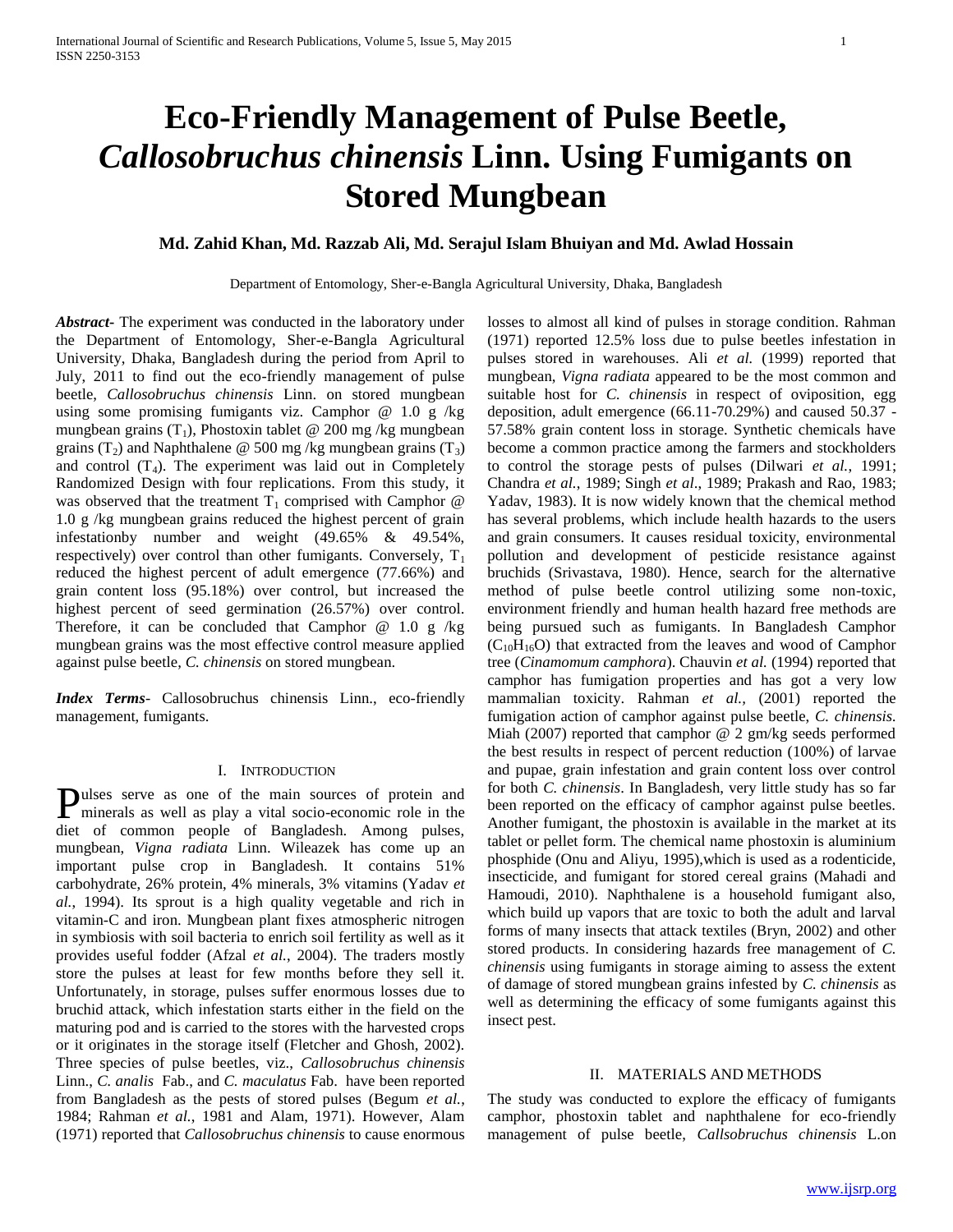# Eco-Friendly Management of Pulse Beetle, *Callosobruchus chinensis* Linn. Using Fumigants on Stored Mungbean

**Md. Zahid Khan, Md. Razzab Ali, Md. Serajul Islam Bhuiyan and Md. Awlad Hossain**

Department of Entomology, Sher-e-Bangla Agricultural University, Dhaka, Bangladesh

***Abstract***- The experiment was conducted in the laboratory under the Department of Entomology, Sher-e-Bangla Agricultural University, Dhaka, Bangladesh during the period from April to July, 2011 to find out the eco-friendly management of pulse beetle, *Callosobruchus chinensis* Linn. on stored mungbean using some promising fumigants viz. Camphor @ 1.0 g /kg mungbean grains ($T_1$), Phostoxin tablet @ 200 mg /kg mungbean grains ($T_2$) and Naphthalene @ 500 mg /kg mungbean grains ($T_3$) and control ($T_4$). The experiment was laid out in Completely Randomized Design with four replications. From this study, it was observed that the treatment $T_1$ comprised with Camphor @ 1.0 g /kg mungbean grains reduced the highest percent of grain infestationby number and weight (49.65% & 49.54%, respectively) over control than other fumigants. Conversely, $T_1$ reduced the highest percent of adult emergence (77.66%) and grain content loss (95.18%) over control, but increased the highest percent of seed germination (26.57%) over control. Therefore, it can be concluded that Camphor @ 1.0 g /kg mungbean grains was the most effective control measure applied against pulse beetle, *C. chinensis* on stored mungbean.

***Index Terms***- Callosobruchus chinensis Linn., eco-friendly management, fumigants.

## I. Introduction

Pulses serve as one of the main sources of protein and minerals as well as play a vital socio-economic role in the diet of common people of Bangladesh. Among pulses, mungbean, *Vigna radiata* Linn. Wileazek has come up an important pulse crop in Bangladesh. It contains 51% carbohydrate, 26% protein, 4% minerals, 3% vitamins (Yadav *et al.*, 1994). Its sprout is a high quality vegetable and rich in vitamin-C and iron. Mungbean plant fixes atmospheric nitrogen in symbiosis with soil bacteria to enrich soil fertility as well as it provides useful fodder (Afzal *et al.*, 2004). The traders mostly store the pulses at least for few months before they sell it. Unfortunately, in storage, pulses suffer enormous losses due to bruchid attack, which infestation starts either in the field on the maturing pod and is carried to the stores with the harvested crops or it originates in the storage itself (Fletcher and Ghosh, 2002). Three species of pulse beetles, viz., *Callosobruchus chinensis* Linn., *C. analis* Fab., and *C. maculatus* Fab. have been reported from Bangladesh as the pests of stored pulses (Begum *et al.*, 1984; Rahman *et al.*, 1981 and Alam, 1971). However, Alam (1971) reported that *Callosobruchus chinensis* to cause enormous losses to almost all kind of pulses in storage condition. Rahman (1971) reported 12.5% loss due to pulse beetles infestation in pulses stored in warehouses. Ali *et al.* (1999) reported that mungbean, *Vigna radiata* appeared to be the most common and suitable host for *C. chinensis* in respect of oviposition, egg deposition, adult emergence (66.11-70.29%) and caused 50.37 - 57.58% grain content loss in storage. Synthetic chemicals have become a common practice among the farmers and stockholders to control the storage pests of pulses (Dilwari *et al.*, 1991; Chandra *et al.*, 1989; Singh *et al.*, 1989; Prakash and Rao, 1983; Yadav, 1983). It is now widely known that the chemical method has several problems, which include health hazards to the users and grain consumers. It causes residual toxicity, environmental pollution and development of pesticide resistance against bruchids (Srivastava, 1980). Hence, search for the alternative method of pulse beetle control utilizing some non-toxic, environment friendly and human health hazard free methods are being pursued such as fumigants. In Bangladesh Camphor ($C_{10}H_{16}O$) that extracted from the leaves and wood of Camphor tree (*Cinamomum camphora*). Chauvin *et al.* (1994) reported that camphor has fumigation properties and has got a very low mammalian toxicity. Rahman *et al.*, (2001) reported the fumigation action of camphor against pulse beetle, *C. chinensis*. Miah (2007) reported that camphor @ 2 gm/kg seeds performed the best results in respect of percent reduction (100%) of larvae and pupae, grain infestation and grain content loss over control for both *C. chinensis*. In Bangladesh, very little study has so far been reported on the efficacy of camphor against pulse beetles. Another fumigant, the phostoxin is available in the market at its tablet or pellet form. The chemical name phostoxin is aluminium phosphide (Onu and Aliyu, 1995),which is used as a rodenticide, insecticide, and fumigant for stored cereal grains (Mahadi and Hamoudi, 2010). Naphthalene is a household fumigant also, which build up vapors that are toxic to both the adult and larval forms of many insects that attack textiles (Bryn, 2002) and other stored products. In considering hazards free management of *C. chinensis* using fumigants in storage aiming to assess the extent of damage of stored mungbean grains infested by *C. chinensis* as well as determining the efficacy of some fumigants against this insect pest.

## II. Materials and Methods

The study was conducted to explore the efficacy of fumigants camphor, phostoxin tablet and naphthalene for eco-friendly management of pulse beetle, *Callsobruchus chinensis* L.on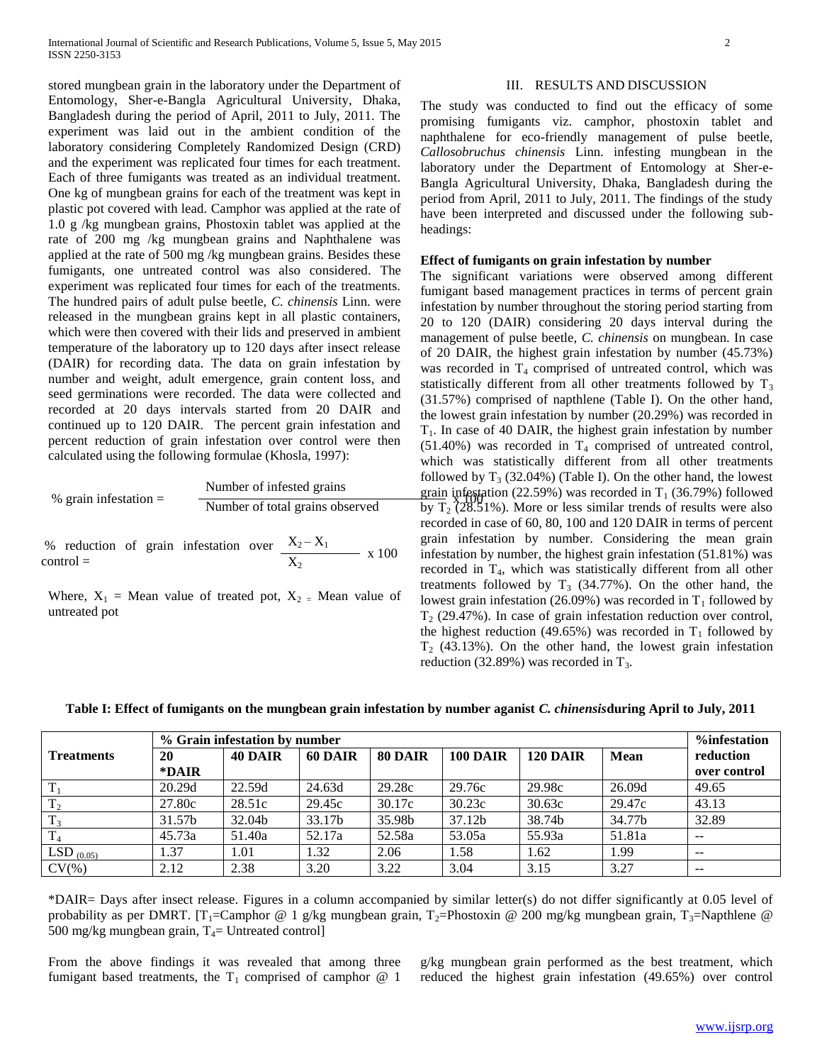stored mungbean grain in the laboratory under the Department of Entomology, Sher-e-Bangla Agricultural University, Dhaka, Bangladesh during the period of April, 2011 to July, 2011. The experiment was laid out in the ambient condition of the laboratory considering Completely Randomized Design (CRD) and the experiment was replicated four times for each treatment. Each of three fumigants was treated as an individual treatment. One kg of mungbean grains for each of the treatment was kept in plastic pot covered with lead. Camphor was applied at the rate of 1.0 g /kg mungbean grains, Phostoxin tablet was applied at the rate of 200 mg /kg mungbean grains and Naphthalene was applied at the rate of 500 mg /kg mungbean grains. Besides these fumigants, one untreated control was also considered. The experiment was replicated four times for each of the treatments. The hundred pairs of adult pulse beetle, *C. chinensis* Linn. were released in the mungbean grains kept in all plastic containers, which were then covered with their lids and preserved in ambient temperature of the laboratory up to 120 days after insect release (DAIR) for recording data. The data on grain infestation by number and weight, adult emergence, grain content loss, and seed germinations were recorded. The data were collected and recorded at 20 days intervals started from 20 DAIR and continued up to 120 DAIR. The percent grain infestation and percent reduction of grain infestation over control were then calculated using the following formulae (Khosla, 1997):

$$\% \text{ grain infestation} = \frac{\text{Number of infested grains}}{\text{Number of total grains observed}} \times 100$$

$$\% \text{ reduction of grain infestation over control} = \frac{X_2 - X_1}{X_2} \times 100$$

Where, $X_1$ = Mean value of treated pot, $X_2$ = Mean value of untreated pot

## III. RESULTS AND DISCUSSION

The study was conducted to find out the efficacy of some promising fumigants viz. camphor, phostoxin tablet and naphthalene for eco-friendly management of pulse beetle, *Callosobruchus chinensis* Linn. infesting mungbean in the laboratory under the Department of Entomology at Sher-e-Bangla Agricultural University, Dhaka, Bangladesh during the period from April, 2011 to July, 2011. The findings of the study have been interpreted and discussed under the following sub-headings:

### Effect of fumigants on grain infestation by number

The significant variations were observed among different fumigant based management practices in terms of percent grain infestation by number throughout the storing period starting from 20 to 120 (DAIR) considering 20 days interval during the management of pulse beetle, *C. chinensis* on mungbean. In case of 20 DAIR, the highest grain infestation by number (45.73%) was recorded in $T_4$ comprised of untreated control, which was statistically different from all other treatments followed by $T_3$ (31.57%) comprised of napthlene (Table I). On the other hand, the lowest grain infestation by number (20.29%) was recorded in $T_1$. In case of 40 DAIR, the highest grain infestation by number (51.40%) was recorded in $T_4$ comprised of untreated control, which was statistically different from all other treatments followed by $T_3$ (32.04%) (Table I). On the other hand, the lowest grain infestation (22.59%) was recorded in $T_1$ (36.79%) followed by $T_2$ (28.51%). More or less similar trends of results were also recorded in case of 60, 80, 100 and 120 DAIR in terms of percent grain infestation by number. Considering the mean grain infestation by number, the highest grain infestation (51.81%) was recorded in $T_4$, which was statistically different from all other treatments followed by $T_3$ (34.77%). On the other hand, the lowest grain infestation (26.09%) was recorded in $T_1$ followed by $T_2$ (29.47%). In case of grain infestation reduction over control, the highest reduction (49.65%) was recorded in $T_1$ followed by $T_2$ (43.13%). On the other hand, the lowest grain infestation reduction (32.89%) was recorded in $T_3$.

**Table I: Effect of fumigants on the mungbean grain infestation by number aganist *C. chinensis* during April to July, 2011**

| Treatments | % Grain infestation by number | | | | | | | %infestation reduction over control |
|---|---|---|---|---|---|---|---|---|
| | 20 *DAIR | 40 DAIR | 60 DAIR | 80 DAIR | 100 DAIR | 120 DAIR | Mean | |
| $T_1$ | 20.29d | 22.59d | 24.63d | 29.28c | 29.76c | 29.98c | 26.09d | 49.65 |
| $T_2$ | 27.80c | 28.51c | 29.45c | 30.17c | 30.23c | 30.63c | 29.47c | 43.13 |
| $T_3$ | 31.57b | 32.04b | 33.17b | 35.98b | 37.12b | 38.74b | 34.77b | 32.89 |
| $T_4$ | 45.73a | 51.40a | 52.17a | 52.58a | 53.05a | 55.93a | 51.81a | -- |
| $LSD_{(0.05)}$ | 1.37 | 1.01 | 1.32 | 2.06 | 1.58 | 1.62 | 1.99 | -- |
| CV(%) | 2.12 | 2.38 | 3.20 | 3.22 | 3.04 | 3.15 | 3.27 | -- |

*DAIR= Days after insect release. Figures in a column accompanied by similar letter(s) do not differ significantly at 0.05 level of probability as per DMRT. [$T_1$=Camphor @ 1 g/kg mungbean grain, $T_2$=Phostoxin @ 200 mg/kg mungbean grain, $T_3$=Napthlene @ 500 mg/kg mungbean grain, $T_4$= Untreated control]

From the above findings it was revealed that among three fumigant based treatments, the $T_1$ comprised of camphor @ 1 g/kg mungbean grain performed as the best treatment, which reduced the highest grain infestation (49.65%) over control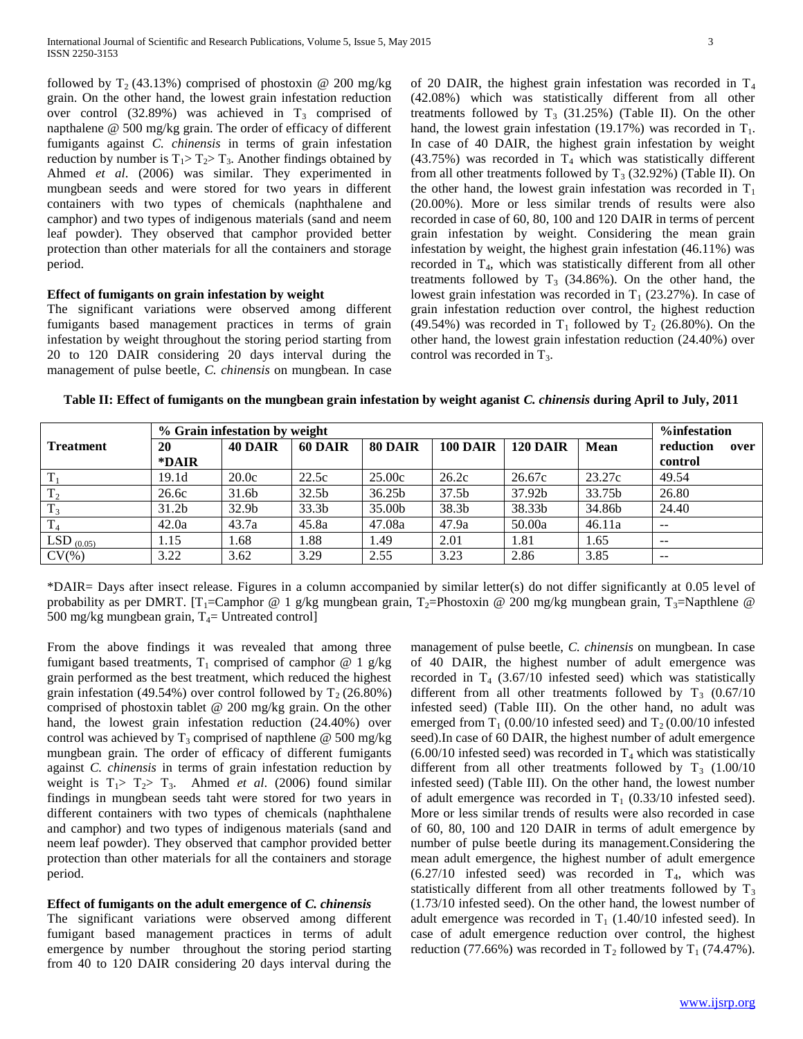followed by $T_2$ (43.13%) comprised of phostoxin @ 200 mg/kg grain. On the other hand, the lowest grain infestation reduction over control (32.89%) was achieved in $T_3$ comprised of napthalene @ 500 mg/kg grain. The order of efficacy of different fumigants against *C. chinensis* in terms of grain infestation reduction by number is $T_1 > T_2 > T_3$. Another findings obtained by Ahmed *et al*. (2006) was similar. They experimented in mungbean seeds and were stored for two years in different containers with two types of chemicals (naphthalene and camphor) and two types of indigenous materials (sand and neem leaf powder). They observed that camphor provided better protection than other materials for all the containers and storage period.

**Effect of fumigants on grain infestation by weight**

The significant variations were observed among different fumigants based management practices in terms of grain infestation by weight throughout the storing period starting from 20 to 120 DAIR considering 20 days interval during the management of pulse beetle, *C. chinensis* on mungbean. In case of 20 DAIR, the highest grain infestation was recorded in $T_4$ (42.08%) which was statistically different from all other treatments followed by $T_3$ (31.25%) (Table II). On the other hand, the lowest grain infestation (19.17%) was recorded in $T_1$. In case of 40 DAIR, the highest grain infestation by weight (43.75%) was recorded in $T_4$ which was statistically different from all other treatments followed by $T_3$ (32.92%) (Table II). On the other hand, the lowest grain infestation was recorded in $T_1$ (20.00%). More or less similar trends of results were also recorded in case of 60, 80, 100 and 120 DAIR in terms of percent grain infestation by weight. Considering the mean grain infestation by weight, the highest grain infestation (46.11%) was recorded in $T_4$, which was statistically different from all other treatments followed by $T_3$ (34.86%). On the other hand, the lowest grain infestation was recorded in $T_1$ (23.27%). In case of grain infestation reduction over control, the highest reduction (49.54%) was recorded in $T_1$ followed by $T_2$ (26.80%). On the other hand, the lowest grain infestation reduction (24.40%) over control was recorded in $T_3$.

**Table II: Effect of fumigants on the mungbean grain infestation by weight aganist *C. chinensis* during April to July, 2011**

| Treatment | % Grain infestation by weight | | | | | | | %infestation reduction over control |
|---|---|---|---|---|---|---|---|---|
| | 20 *DAIR | 40 DAIR | 60 DAIR | 80 DAIR | 100 DAIR | 120 DAIR | Mean | |
| $T_1$ | 19.1d | 20.0c | 22.5c | 25.00c | 26.2c | 26.67c | 23.27c | 49.54 |
| $T_2$ | 26.6c | 31.6b | 32.5b | 36.25b | 37.5b | 37.92b | 33.75b | 26.80 |
| $T_3$ | 31.2b | 32.9b | 33.3b | 35.00b | 38.3b | 38.33b | 34.86b | 24.40 |
| $T_4$ | 42.0a | 43.7a | 45.8a | 47.08a | 47.9a | 50.00a | 46.11a | -- |
| $LSD_{(0.05)}$ | 1.15 | 1.68 | 1.88 | 1.49 | 2.01 | 1.81 | 1.65 | -- |
| CV(%) | 3.22 | 3.62 | 3.29 | 2.55 | 3.23 | 2.86 | 3.85 | -- |

*DAIR= Days after insect release. Figures in a column accompanied by similar letter(s) do not differ significantly at 0.05 level of probability as per DMRT. [$T_1$=Camphor @ 1 g/kg mungbean grain, $T_2$=Phostoxin @ 200 mg/kg mungbean grain, $T_3$=Napthlene @ 500 mg/kg mungbean grain, $T_4$= Untreated control]

From the above findings it was revealed that among three fumigant based treatments, $T_1$ comprised of camphor @ 1 g/kg grain performed as the best treatment, which reduced the highest grain infestation (49.54%) over control followed by $T_2$ (26.80%) comprised of phostoxin tablet @ 200 mg/kg grain. On the other hand, the lowest grain infestation reduction (24.40%) over control was achieved by $T_3$ comprised of napthlene @ 500 mg/kg mungbean grain. The order of efficacy of different fumigants against *C. chinensis* in terms of grain infestation reduction by weight is $T_1 > T_2 > T_3$. Ahmed *et al*. (2006) found similar findings in mungbean seeds taht were stored for two years in different containers with two types of chemicals (naphthalene and camphor) and two types of indigenous materials (sand and neem leaf powder). They observed that camphor provided better protection than other materials for all the containers and storage period.

**Effect of fumigants on the adult emergence of *C. chinensis***

The significant variations were observed among different fumigant based management practices in terms of adult emergence by number throughout the storing period starting from 40 to 120 DAIR considering 20 days interval during the management of pulse beetle, *C. chinensis* on mungbean. In case of 40 DAIR, the highest number of adult emergence was recorded in $T_4$ (3.67/10 infested seed) which was statistically different from all other treatments followed by $T_3$ (0.67/10 infested seed) (Table III). On the other hand, no adult was emerged from $T_1$ (0.00/10 infested seed) and $T_2$ (0.00/10 infested seed).In case of 60 DAIR, the highest number of adult emergence (6.00/10 infested seed) was recorded in $T_4$ which was statistically different from all other treatments followed by $T_3$ (1.00/10 infested seed) (Table III). On the other hand, the lowest number of adult emergence was recorded in $T_1$ (0.33/10 infested seed). More or less similar trends of results were also recorded in case of 60, 80, 100 and 120 DAIR in terms of adult emergence by number of pulse beetle during its management.Considering the mean adult emergence, the highest number of adult emergence (6.27/10 infested seed) was recorded in $T_4$, which was statistically different from all other treatments followed by $T_3$ (1.73/10 infested seed). On the other hand, the lowest number of adult emergence was recorded in $T_1$ (1.40/10 infested seed). In case of adult emergence reduction over control, the highest reduction (77.66%) was recorded in $T_2$ followed by $T_1$ (74.47%).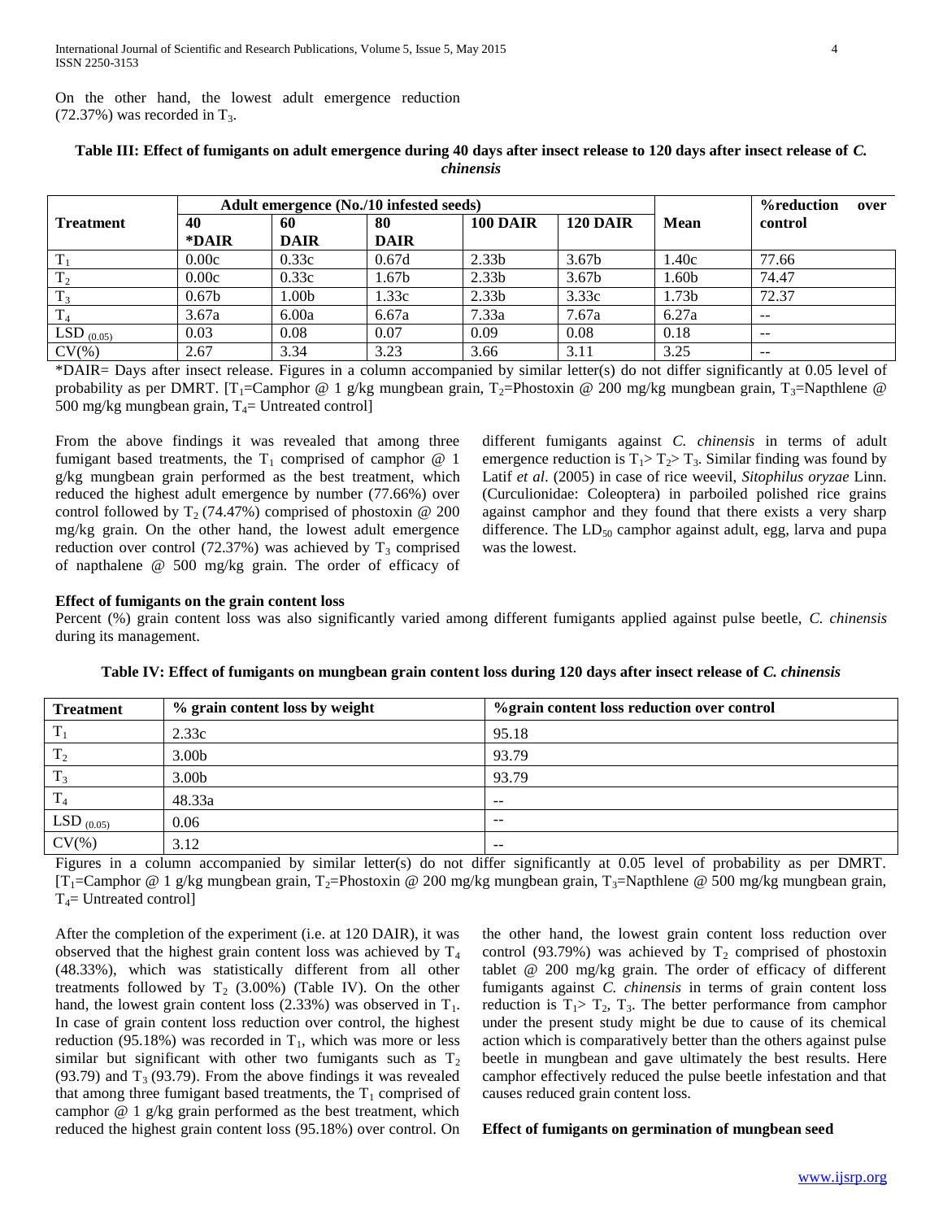On the other hand, the lowest adult emergence reduction (72.37%) was recorded in $T_3$.

**Table III: Effect of fumigants on adult emergence during 40 days after insect release to 120 days after insect release of *C. chinensis***

| Treatment | Adult emergence (No./10 infested seeds) | | | | | Mean | %reduction over control |
|---|---|---|---|---|---|---|---|
| | 40 *DAIR | 60 DAIR | 80 DAIR | 100 DAIR | 120 DAIR | | |
| $T_1$ | 0.00c | 0.33c | 0.67d | 2.33b | 3.67b | 1.40c | 77.66 |
| $T_2$ | 0.00c | 0.33c | 1.67b | 2.33b | 3.67b | 1.60b | 74.47 |
| $T_3$ | 0.67b | 1.00b | 1.33c | 2.33b | 3.33c | 1.73b | 72.37 |
| $T_4$ | 3.67a | 6.00a | 6.67a | 7.33a | 7.67a | 6.27a | -- |
| $LSD_{(0.05)}$ | 0.03 | 0.08 | 0.07 | 0.09 | 0.08 | 0.18 | -- |
| CV(%) | 2.67 | 3.34 | 3.23 | 3.66 | 3.11 | 3.25 | -- |

*DAIR= Days after insect release. Figures in a column accompanied by similar letter(s) do not differ significantly at 0.05 level of probability as per DMRT. [$T_1$=Camphor @ 1 g/kg mungbean grain, $T_2$=Phostoxin @ 200 mg/kg mungbean grain, $T_3$=Napthlene @ 500 mg/kg mungbean grain, $T_4$= Untreated control]

From the above findings it was revealed that among three fumigant based treatments, the $T_1$ comprised of camphor @ 1 g/kg mungbean grain performed as the best treatment, which reduced the highest adult emergence by number (77.66%) over control followed by $T_2$ (74.47%) comprised of phostoxin @ 200 mg/kg grain. On the other hand, the lowest adult emergence reduction over control (72.37%) was achieved by $T_3$ comprised of napthalene @ 500 mg/kg grain. The order of efficacy of different fumigants against *C. chinensis* in terms of adult emergence reduction is $T_1 > T_2 > T_3$. Similar finding was found by Latif *et al*. (2005) in case of rice weevil, *Sitophilus oryzae* Linn. (Curculionidae: Coleoptera) in parboiled polished rice grains against camphor and they found that there exists a very sharp difference. The $LD_{50}$ camphor against adult, egg, larva and pupa was the lowest.

**Effect of fumigants on the grain content loss**

Percent (%) grain content loss was also significantly varied among different fumigants applied against pulse beetle, *C. chinensis* during its management.

**Table IV: Effect of fumigants on mungbean grain content loss during 120 days after insect release of *C. chinensis***

| Treatment | % grain content loss by weight | %grain content loss reduction over control |
|---|---|---|
| $T_1$ | 2.33c | 95.18 |
| $T_2$ | 3.00b | 93.79 |
| $T_3$ | 3.00b | 93.79 |
| $T_4$ | 48.33a | -- |
| $LSD_{(0.05)}$ | 0.06 | -- |
| CV(%) | 3.12 | -- |

Figures in a column accompanied by similar letter(s) do not differ significantly at 0.05 level of probability as per DMRT. [$T_1$=Camphor @ 1 g/kg mungbean grain, $T_2$=Phostoxin @ 200 mg/kg mungbean grain, $T_3$=Napthlene @ 500 mg/kg mungbean grain, $T_4$= Untreated control]

After the completion of the experiment (i.e. at 120 DAIR), it was observed that the highest grain content loss was achieved by $T_4$ (48.33%), which was statistically different from all other treatments followed by $T_2$ (3.00%) (Table IV). On the other hand, the lowest grain content loss (2.33%) was observed in $T_1$. In case of grain content loss reduction over control, the highest reduction (95.18%) was recorded in $T_1$, which was more or less similar but significant with other two fumigants such as $T_2$ (93.79) and $T_3$ (93.79). From the above findings it was revealed that among three fumigant based treatments, the $T_1$ comprised of camphor @ 1 g/kg grain performed as the best treatment, which reduced the highest grain content loss (95.18%) over control. On the other hand, the lowest grain content loss reduction over control (93.79%) was achieved by $T_2$ comprised of phostoxin tablet @ 200 mg/kg grain. The order of efficacy of different fumigants against *C. chinensis* in terms of grain content loss reduction is $T_1 > T_2$, $T_3$. The better performance from camphor under the present study might be due to cause of its chemical action which is comparatively better than the others against pulse beetle in mungbean and gave ultimately the best results. Here camphor effectively reduced the pulse beetle infestation and that causes reduced grain content loss.

**Effect of fumigants on germination of mungbean seed**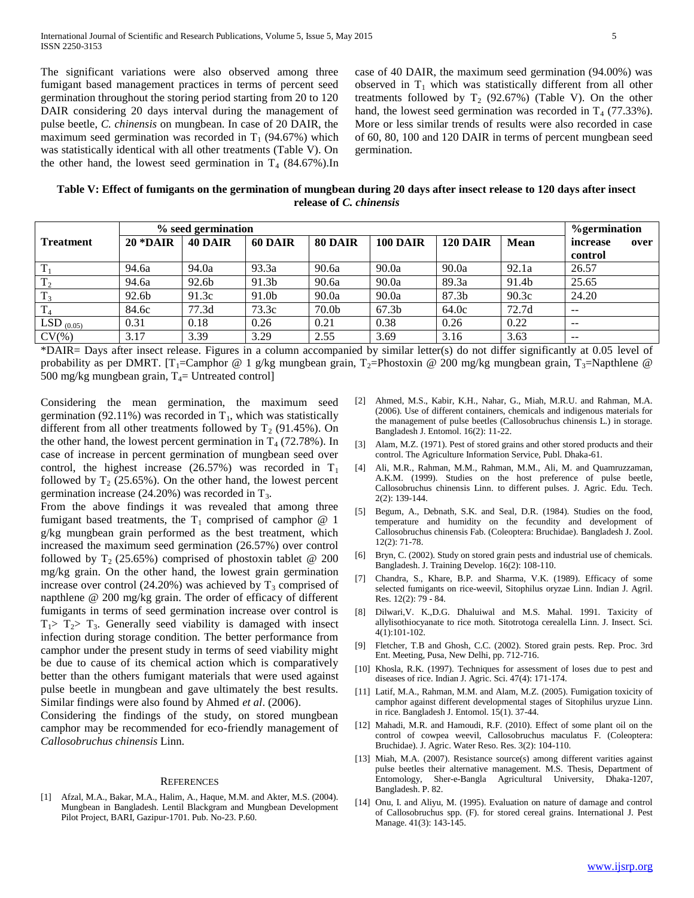The significant variations were also observed among three fumigant based management practices in terms of percent seed germination throughout the storing period starting from 20 to 120 DAIR considering 20 days interval during the management of pulse beetle, *C. chinensis* on mungbean. In case of 20 DAIR, the maximum seed germination was recorded in $T_1$ (94.67%) which was statistically identical with all other treatments (Table V). On the other hand, the lowest seed germination in $T_4$ (84.67%).In case of 40 DAIR, the maximum seed germination (94.00%) was observed in $T_1$ which was statistically different from all other treatments followed by $T_2$ (92.67%) (Table V). On the other hand, the lowest seed germination was recorded in $T_4$ (77.33%). More or less similar trends of results were also recorded in case of 60, 80, 100 and 120 DAIR in terms of percent mungbean seed germination.

**Table V: Effect of fumigants on the germination of mungbean during 20 days after insect release to 120 days after insect release of *C. chinensis***

| Treatment | % seed germination | | | | | | | %germination increase over control |
|---|---|---|---|---|---|---|---|---|
| | 20 *DAIR | 40 DAIR | 60 DAIR | 80 DAIR | 100 DAIR | 120 DAIR | Mean | |
| $T_1$ | 94.6a | 94.0a | 93.3a | 90.6a | 90.0a | 90.0a | 92.1a | 26.57 |
| $T_2$ | 94.6a | 92.6b | 91.3b | 90.6a | 90.0a | 89.3a | 91.4b | 25.65 |
| $T_3$ | 92.6b | 91.3c | 91.0b | 90.0a | 90.0a | 87.3b | 90.3c | 24.20 |
| $T_4$ | 84.6c | 77.3d | 73.3c | 70.0b | 67.3b | 64.0c | 72.7d | -- |
| $LSD_{(0.05)}$ | 0.31 | 0.18 | 0.26 | 0.21 | 0.38 | 0.26 | 0.22 | -- |
| CV(%) | 3.17 | 3.39 | 3.29 | 2.55 | 3.69 | 3.16 | 3.63 | -- |

*DAIR= Days after insect release. Figures in a column accompanied by similar letter(s) do not differ significantly at 0.05 level of probability as per DMRT. [$T_1$=Camphor @ 1 g/kg mungbean grain, $T_2$=Phostoxin @ 200 mg/kg mungbean grain, $T_3$=Napthlene @ 500 mg/kg mungbean grain, $T_4$= Untreated control]

Considering the mean germination, the maximum seed germination (92.11%) was recorded in $T_1$, which was statistically different from all other treatments followed by $T_2$ (91.45%). On the other hand, the lowest percent germination in $T_4$ (72.78%). In case of increase in percent germination of mungbean seed over control, the highest increase (26.57%) was recorded in $T_1$ followed by $T_2$ (25.65%). On the other hand, the lowest percent germination increase (24.20%) was recorded in $T_3$.

From the above findings it was revealed that among three fumigant based treatments, the $T_1$ comprised of camphor @ 1 g/kg mungbean grain performed as the best treatment, which increased the maximum seed germination (26.57%) over control followed by $T_2$ (25.65%) comprised of phostoxin tablet @ 200 mg/kg grain. On the other hand, the lowest grain germination increase over control (24.20%) was achieved by $T_3$ comprised of napthlene @ 200 mg/kg grain. The order of efficacy of different fumigants in terms of seed germination increase over control is $T_1 > T_2 > T_3$. Generally seed viability is damaged with insect infection during storage condition. The better performance from camphor under the present study in terms of seed viability might be due to cause of its chemical action which is comparatively better than the others fumigant materials that were used against pulse beetle in mungbean and gave ultimately the best results. Similar findings were also found by Ahmed *et al*. (2006).

Considering the findings of the study, on stored mungbean camphor may be recommended for eco-friendly management of *Callosobruchus chinensis* Linn.

## References

[1] Afzal, M.A., Bakar, M.A., Halim, A., Haque, M.M. and Akter, M.S. (2004). Mungbean in Bangladesh. Lentil Blackgram and Mungbean Development Pilot Project, BARI, Gazipur-1701. Pub. No-23. P.60.

[2] Ahmed, M.S., Kabir, K.H., Nahar, G., Miah, M.R.U. and Rahman, M.A. (2006). Use of different containers, chemicals and indigenous materials for the management of pulse beetles (Callosobruchus chinensis L.) in storage. Bangladesh J. Entomol. 16(2): 11-22.

[3] Alam, M.Z. (1971). Pest of stored grains and other stored products and their control. The Agriculture Information Service, Publ. Dhaka-61.

[4] Ali, M.R., Rahman, M.M., Rahman, M.M., Ali, M. and Quamruzzaman, A.K.M. (1999). Studies on the host preference of pulse beetle, Callosobruchus chinensis Linn. to different pulses. J. Agric. Edu. Tech. 2(2): 139-144.

[5] Begum, A., Debnath, S.K. and Seal, D.R. (1984). Studies on the food, temperature and humidity on the fecundity and development of Callosobruchus chinensis Fab. (Coleoptera: Bruchidae). Bangladesh J. Zool. 12(2): 71-78.

[6] Bryn, C. (2002). Study on stored grain pests and industrial use of chemicals. Bangladesh. J. Training Develop. 16(2): 108-110.

[7] Chandra, S., Khare, B.P. and Sharma, V.K. (1989). Efficacy of some selected fumigants on rice-weevil, Sitophilus oryzae Linn. Indian J. Agril. Res. 12(2): 79 - 84.

[8] Dilwari,V. K.,D.G. Dhaluiwal and M.S. Mahal. 1991. Taxicity of allylisothiocyanate to rice moth. Sitotrotoga cerealella Linn. J. Insect. Sci. 4(1):101-102.

[9] Fletcher, T.B and Ghosh, C.C. (2002). Stored grain pests. Rep. Proc. 3rd Ent. Meeting, Pusa, New Delhi, pp. 712-716.

[10] Khosla, R.K. (1997). Techniques for assessment of loses due to pest and diseases of rice. Indian J. Agric. Sci. 47(4): 171-174.

[11] Latif, M.A., Rahman, M.M. and Alam, M.Z. (2005). Fumigation toxicity of camphor against different developmental stages of Sitophilus uryzue Linn. in rice. Bangladesh J. Entomol. 15(1). 37-44.

[12] Mahadi, M.R. and Hamoudi, R.F. (2010). Effect of some plant oil on the control of cowpea weevil, Callosobruchus maculatus F. (Coleoptera: Bruchidae). J. Agric. Water Reso. Res. 3(2): 104-110.

[13] Miah, M.A. (2007). Resistance source(s) among different varities against pulse beetles their alternative management. M.S. Thesis, Department of Entomology, Sher-e-Bangla Agricultural University, Dhaka-1207, Bangladesh. P. 82.

[14] Onu, I. and Aliyu, M. (1995). Evaluation on nature of damage and control of Callosobruchus spp. (F). for stored cereal grains. International J. Pest Manage. 41(3): 143-145.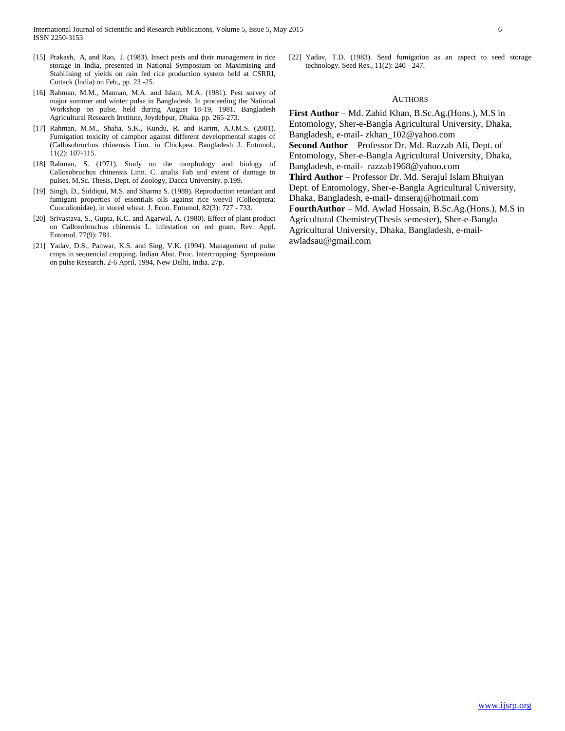[15] Prakash, A, and Rao, J. (1983). Insect pests and their management in rice storage in India, presented in National Symposium on Maximising and Stabilising of yields on rain fed rice production system held at CSRRI, Cuttack (India) on Feb., pp. 23 -25.

[16] Rahman, M.M., Mannan, M.A. and Islam, M.A. (1981). Pest survey of major summer and winter pulse in Bangladesh. In proceeding the National Workshop on pulse, held during August 18-19, 1981. Bangladesh Agricultural Research Institute, Joydebpur, Dhaka. pp. 265-273.

[17] Rahman, M.M., Shaha, S.K., Kundu, R. and Karim, A.J.M.S. (2001). Fumigation toxicity of camphor against different developmental stages of (Callosobruchus chinensis Linn. in Chickpea. Bangladesh J. Entomol., 11(2): 107-115.

[18] Rahman, S. (1971). Study on the morphology and biology of Callosobruchus chinensis Linn. C. analis Fab and extent of damage to pulses, M.Sc. Thesis, Dept. of Zoology, Dacca University. p.199.

[19] Singh, D., Siddiqui, M.S. and Sharma S. (1989). Reproduction retardant and fumigant properties of essentials oils against rice weevil (Colleoptera: Cuuculionidae), in stored wheat. J. Econ. Entomol. 82(3): 727 - 733.

[20] Srivastava, S., Gupta, K.C. and Agarwal, A. (1980). Effect of plant product on Callosobruchus chinensis L. infestation on red gram. Rev. Appl. Entomol. 77(9): 781.

[21] Yadav, D.S., Panwar, K.S. and Sing, V.K. (1994). Management of pulse crops in sequencial cropping. Indian Abst. Proc. Intercropping. Symposium on pulse Research. 2-6 April, 1994, New Delhi, India. 27p.

[22] Yadav, T.D. (1983). Seed fumigation as an aspect to seed storage technology. Seed Res., 11(2): 240 - 247.

## AUTHORS

**First Author** – Md. Zahid Khan, B.Sc.Ag.(Hons.), M.S in Entomology, Sher-e-Bangla Agricultural University, Dhaka, Bangladesh, e-mail- zkhan_102@yahoo.com

**Second Author** – Professor Dr. Md. Razzab Ali, Dept. of Entomology, Sher-e-Bangla Agricultural University, Dhaka, Bangladesh, e-mail- razzab1968@yahoo.com

**Third Author** – Professor Dr. Md. Serajul Islam Bhuiyan Dept. of Entomology, Sher-e-Bangla Agricultural University, Dhaka, Bangladesh, e-mail- dmseraj@hotmail.com

**FourthAuthor** – Md. Awlad Hossain, B.Sc.Ag.(Hons.), M.S in Agricultural Chemistry(Thesis semester), Sher-e-Bangla Agricultural University, Dhaka, Bangladesh, e-mail- awladsau@gmail.com